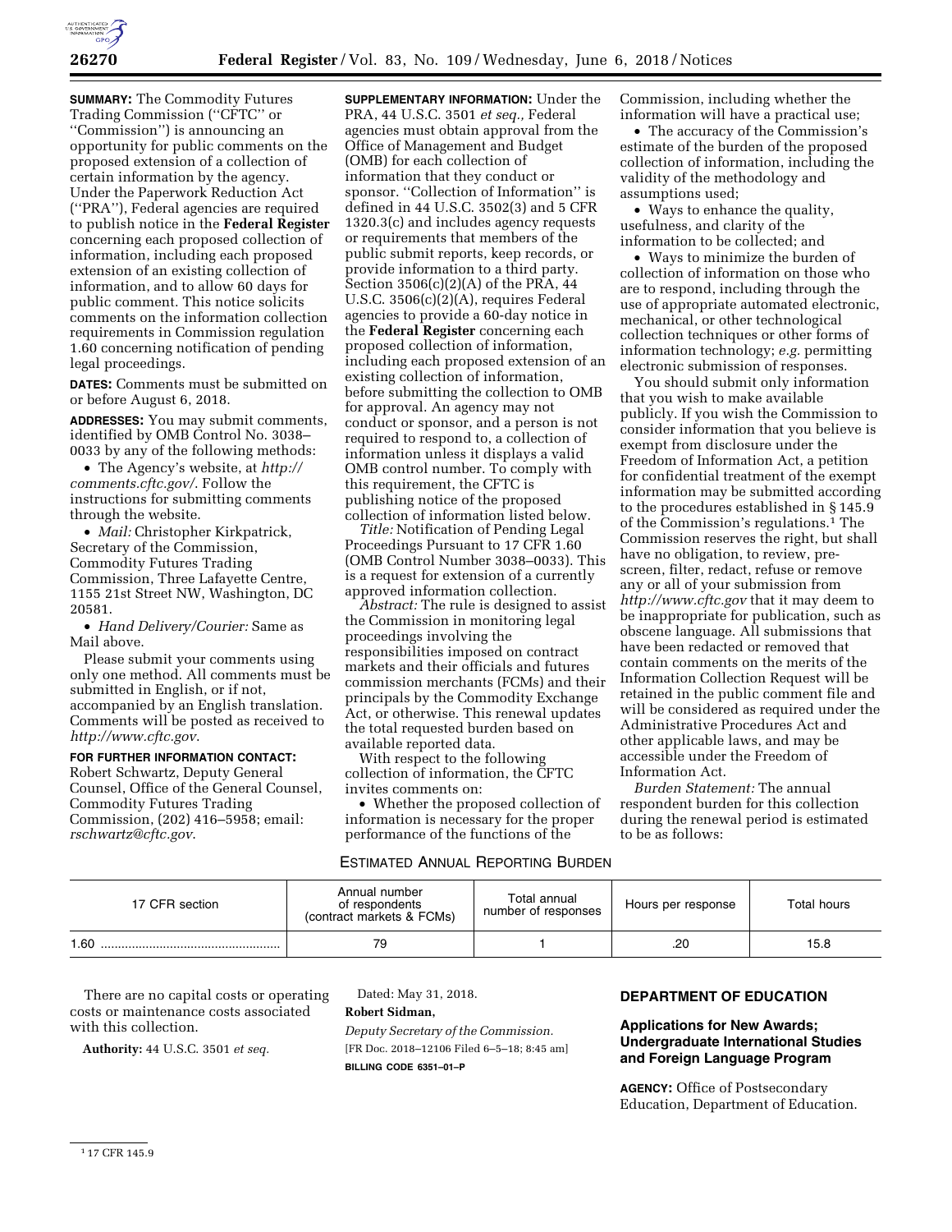**SUMMARY:** The Commodity Futures Trading Commission (''CFTC'' or ''Commission'') is announcing an opportunity for public comments on the proposed extension of a collection of certain information by the agency. Under the Paperwork Reduction Act (''PRA''), Federal agencies are required to publish notice in the **Federal Register** concerning each proposed collection of information, including each proposed extension of an existing collection of information, and to allow 60 days for public comment. This notice solicits comments on the information collection requirements in Commission regulation 1.60 concerning notification of pending legal proceedings.

**DATES:** Comments must be submitted on or before August 6, 2018.

**ADDRESSES:** You may submit comments, identified by OMB Control No. 3038–0033 by any of the following methods:

- The Agency's website, at *http://comments.cftc.gov/*. Follow the instructions for submitting comments through the website.
- *Mail:* Christopher Kirkpatrick, Secretary of the Commission, Commodity Futures Trading Commission, Three Lafayette Centre, 1155 21st Street NW, Washington, DC 20581.
- *Hand Delivery/Courier:* Same as Mail above.

Please submit your comments using only one method. All comments must be submitted in English, or if not, accompanied by an English translation. Comments will be posted as received to *http://www.cftc.gov*.

**FOR FURTHER INFORMATION CONTACT:** Robert Schwartz, Deputy General Counsel, Office of the General Counsel, Commodity Futures Trading Commission, (202) 416–5958; email: *rschwartz@cftc.gov*.

**SUPPLEMENTARY INFORMATION:** Under the PRA, 44 U.S.C. 3501 *et seq.,* Federal agencies must obtain approval from the Office of Management and Budget (OMB) for each collection of information that they conduct or sponsor. ''Collection of Information'' is defined in 44 U.S.C. 3502(3) and 5 CFR 1320.3(c) and includes agency requests or requirements that members of the public submit reports, keep records, or provide information to a third party. Section 3506(c)(2)(A) of the PRA, 44 U.S.C. 3506(c)(2)(A), requires Federal agencies to provide a 60-day notice in the **Federal Register** concerning each proposed collection of information, including each proposed extension of an existing collection of information, before submitting the collection to OMB for approval. An agency may not conduct or sponsor, and a person is not required to respond to, a collection of information unless it displays a valid OMB control number. To comply with this requirement, the CFTC is publishing notice of the proposed collection of information listed below.

*Title:* Notification of Pending Legal Proceedings Pursuant to 17 CFR 1.60 (OMB Control Number 3038–0033). This is a request for extension of a currently approved information collection.

*Abstract:* The rule is designed to assist the Commission in monitoring legal proceedings involving the responsibilities imposed on contract markets and their officials and futures commission merchants (FCMs) and their principals by the Commodity Exchange Act, or otherwise. This renewal updates the total requested burden based on available reported data.

With respect to the following collection of information, the CFTC invites comments on:

- Whether the proposed collection of information is necessary for the proper performance of the functions of the Commission, including whether the information will have a practical use;
- The accuracy of the Commission's estimate of the burden of the proposed collection of information, including the validity of the methodology and assumptions used;
- Ways to enhance the quality, usefulness, and clarity of the information to be collected; and
- Ways to minimize the burden of collection of information on those who are to respond, including through the use of appropriate automated electronic, mechanical, or other technological collection techniques or other forms of information technology; *e.g.* permitting electronic submission of responses.

You should submit only information that you wish to make available publicly. If you wish the Commission to consider information that you believe is exempt from disclosure under the Freedom of Information Act, a petition for confidential treatment of the exempt information may be submitted according to the procedures established in § 145.9 of the Commission's regulations.[1] The Commission reserves the right, but shall have no obligation, to review, pre-screen, filter, redact, refuse or remove any or all of your submission from *http://www.cftc.gov* that it may deem to be inappropriate for publication, such as obscene language. All submissions that have been redacted or removed that contain comments on the merits of the Information Collection Request will be retained in the public comment file and will be considered as required under the Administrative Procedures Act and other applicable laws, and may be accessible under the Freedom of Information Act.

*Burden Statement:* The annual respondent burden for this collection during the renewal period is estimated to be as follows:

ESTIMATED ANNUAL REPORTING BURDEN

| 17 CFR section | Annual number of respondents (contract markets & FCMs) | Total annual number of responses | Hours per response | Total hours |
|---|---|---|---|---|
| 1.60 | 79 | 1 | .20 | 15.8 |

There are no capital costs or operating costs or maintenance costs associated with this collection.

**Authority:** 44 U.S.C. 3501 *et seq.*

Dated: May 31, 2018.

**Robert Sidman,**

*Deputy Secretary of the Commission.*

[FR Doc. 2018–12106 Filed 6–5–18; 8:45 am]

**BILLING CODE 6351–01–P**

[1] 17 CFR 145.9

## DEPARTMENT OF EDUCATION

### Applications for New Awards; Undergraduate International Studies and Foreign Language Program

**AGENCY:** Office of Postsecondary Education, Department of Education.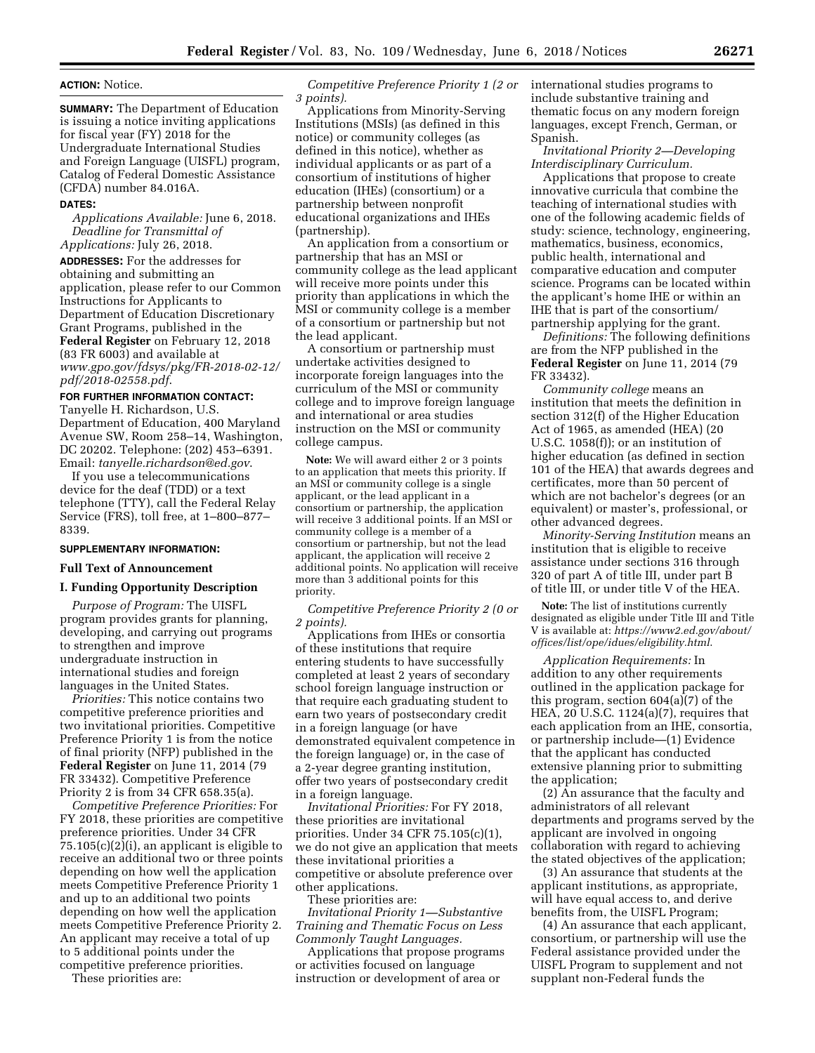**ACTION:** Notice.

**SUMMARY:** The Department of Education is issuing a notice inviting applications for fiscal year (FY) 2018 for the Undergraduate International Studies and Foreign Language (UISFL) program, Catalog of Federal Domestic Assistance (CFDA) number 84.016A.

**DATES:**

*Applications Available:* June 6, 2018.

*Deadline for Transmittal of Applications:* July 26, 2018.

**ADDRESSES:** For the addresses for obtaining and submitting an application, please refer to our Common Instructions for Applicants to Department of Education Discretionary Grant Programs, published in the **Federal Register** on February 12, 2018 (83 FR 6003) and available at *www.gpo.gov/fdsys/pkg/FR-2018-02-12/pdf/2018-02558.pdf*.

**FOR FURTHER INFORMATION CONTACT:** Tanyelle H. Richardson, U.S. Department of Education, 400 Maryland Avenue SW, Room 258–14, Washington, DC 20202. Telephone: (202) 453–6391. Email: *tanyelle.richardson@ed.gov*.

If you use a telecommunications device for the deaf (TDD) or a text telephone (TTY), call the Federal Relay Service (FRS), toll free, at 1–800–877–8339.

**SUPPLEMENTARY INFORMATION:**

**Full Text of Announcement**

**I. Funding Opportunity Description**

*Purpose of Program:* The UISFL program provides grants for planning, developing, and carrying out programs to strengthen and improve undergraduate instruction in international studies and foreign languages in the United States.

*Priorities:* This notice contains two competitive preference priorities and two invitational priorities. Competitive Preference Priority 1 is from the notice of final priority (NFP) published in the **Federal Register** on June 11, 2014 (79 FR 33432). Competitive Preference Priority 2 is from 34 CFR 658.35(a).

*Competitive Preference Priorities:* For FY 2018, these priorities are competitive preference priorities. Under 34 CFR 75.105(c)(2)(i), an applicant is eligible to receive an additional two or three points depending on how well the application meets Competitive Preference Priority 1 and up to an additional two points depending on how well the application meets Competitive Preference Priority 2. An applicant may receive a total of up to 5 additional points under the competitive preference priorities.

These priorities are:

*Competitive Preference Priority 1 (2 or 3 points).*

Applications from Minority-Serving Institutions (MSIs) (as defined in this notice) or community colleges (as defined in this notice), whether as individual applicants or as part of a consortium of institutions of higher education (IHEs) (consortium) or a partnership between nonprofit educational organizations and IHEs (partnership).

An application from a consortium or partnership that has an MSI or community college as the lead applicant will receive more points under this priority than applications in which the MSI or community college is a member of a consortium or partnership but not the lead applicant.

A consortium or partnership must undertake activities designed to incorporate foreign languages into the curriculum of the MSI or community college and to improve foreign language and international or area studies instruction on the MSI or community college campus.

**Note:** We will award either 2 or 3 points to an application that meets this priority. If an MSI or community college is a single applicant, or the lead applicant in a consortium or partnership, the application will receive 3 additional points. If an MSI or community college is a member of a consortium or partnership, but not the lead applicant, the application will receive 2 additional points. No application will receive more than 3 additional points for this priority.

*Competitive Preference Priority 2 (0 or 2 points).*

Applications from IHEs or consortia of these institutions that require entering students to have successfully completed at least 2 years of secondary school foreign language instruction or that require each graduating student to earn two years of postsecondary credit in a foreign language (or have demonstrated equivalent competence in the foreign language) or, in the case of a 2-year degree granting institution, offer two years of postsecondary credit in a foreign language.

*Invitational Priorities:* For FY 2018, these priorities are invitational priorities. Under 34 CFR 75.105(c)(1), we do not give an application that meets these invitational priorities a competitive or absolute preference over other applications.

These priorities are:

*Invitational Priority 1—Substantive Training and Thematic Focus on Less Commonly Taught Languages.*

Applications that propose programs or activities focused on language instruction or development of area or international studies programs to include substantive training and thematic focus on any modern foreign languages, except French, German, or Spanish.

*Invitational Priority 2—Developing Interdisciplinary Curriculum.*

Applications that propose to create innovative curricula that combine the teaching of international studies with one of the following academic fields of study: science, technology, engineering, mathematics, business, economics, public health, international and comparative education and computer science. Programs can be located within the applicant's home IHE or within an IHE that is part of the consortium/partnership applying for the grant.

*Definitions:* The following definitions are from the NFP published in the **Federal Register** on June 11, 2014 (79 FR 33432).

*Community college* means an institution that meets the definition in section 312(f) of the Higher Education Act of 1965, as amended (HEA) (20 U.S.C. 1058(f)); or an institution of higher education (as defined in section 101 of the HEA) that awards degrees and certificates, more than 50 percent of which are not bachelor's degrees (or an equivalent) or master's, professional, or other advanced degrees.

*Minority-Serving Institution* means an institution that is eligible to receive assistance under sections 316 through 320 of part A of title III, under part B of title III, or under title V of the HEA.

**Note:** The list of institutions currently designated as eligible under Title III and Title V is available at: *https://www2.ed.gov/about/offices/list/ope/idues/eligibility.html*.

*Application Requirements:* In addition to any other requirements outlined in the application package for this program, section 604(a)(7) of the HEA, 20 U.S.C. 1124(a)(7), requires that each application from an IHE, consortia, or partnership include—(1) Evidence that the applicant has conducted extensive planning prior to submitting the application;

(2) An assurance that the faculty and administrators of all relevant departments and programs served by the applicant are involved in ongoing collaboration with regard to achieving the stated objectives of the application;

(3) An assurance that students at the applicant institutions, as appropriate, will have equal access to, and derive benefits from, the UISFL Program;

(4) An assurance that each applicant, consortium, or partnership will use the Federal assistance provided under the UISFL Program to supplement and not supplant non-Federal funds the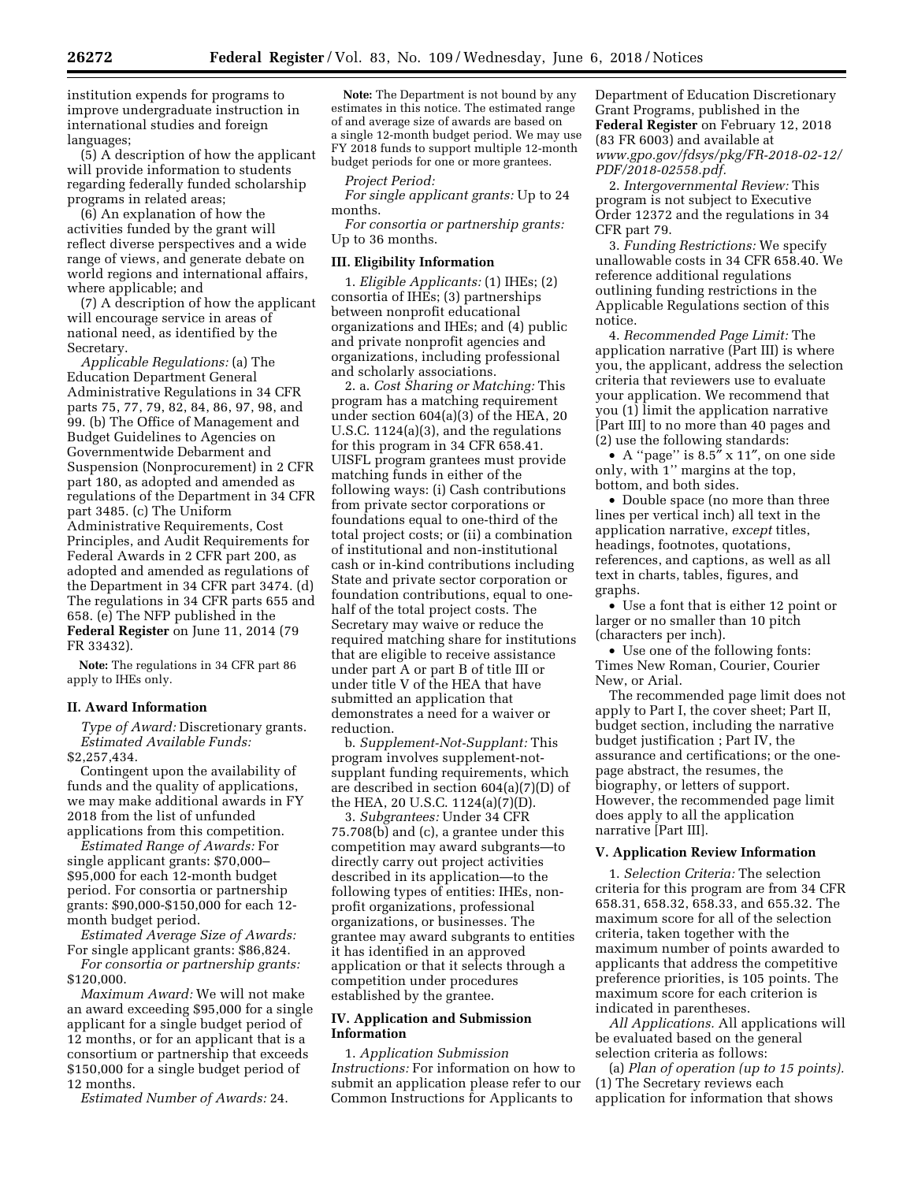institution expends for programs to improve undergraduate instruction in international studies and foreign languages;

(5) A description of how the applicant will provide information to students regarding federally funded scholarship programs in related areas;

(6) An explanation of how the activities funded by the grant will reflect diverse perspectives and a wide range of views, and generate debate on world regions and international affairs, where applicable; and

(7) A description of how the applicant will encourage service in areas of national need, as identified by the Secretary.

*Applicable Regulations:* (a) The Education Department General Administrative Regulations in 34 CFR parts 75, 77, 79, 82, 84, 86, 97, 98, and 99. (b) The Office of Management and Budget Guidelines to Agencies on Governmentwide Debarment and Suspension (Nonprocurement) in 2 CFR part 180, as adopted and amended as regulations of the Department in 34 CFR part 3485. (c) The Uniform Administrative Requirements, Cost Principles, and Audit Requirements for Federal Awards in 2 CFR part 200, as adopted and amended as regulations of the Department in 34 CFR part 3474. (d) The regulations in 34 CFR parts 655 and 658. (e) The NFP published in the **Federal Register** on June 11, 2014 (79 FR 33432).

**Note:** The regulations in 34 CFR part 86 apply to IHEs only.

## II. Award Information

*Type of Award:* Discretionary grants.

*Estimated Available Funds:* $2,257,434.

Contingent upon the availability of funds and the quality of applications, we may make additional awards in FY 2018 from the list of unfunded applications from this competition.

*Estimated Range of Awards:* For single applicant grants: $70,000–$95,000 for each 12-month budget period. For consortia or partnership grants: $90,000-$150,000 for each 12-month budget period.

*Estimated Average Size of Awards:* For single applicant grants: $86,824.

*For consortia or partnership grants:* $120,000.

*Maximum Award:* We will not make an award exceeding $95,000 for a single applicant for a single budget period of 12 months, or for an applicant that is a consortium or partnership that exceeds $150,000 for a single budget period of 12 months.

*Estimated Number of Awards:* 24.

**Note:** The Department is not bound by any estimates in this notice. The estimated range of and average size of awards are based on a single 12-month budget period. We may use FY 2018 funds to support multiple 12-month budget periods for one or more grantees.

*Project Period:*

*For single applicant grants:* Up to 24 months.

*For consortia or partnership grants:* Up to 36 months.

## III. Eligibility Information

1. *Eligible Applicants:* (1) IHEs; (2) consortia of IHEs; (3) partnerships between nonprofit educational organizations and IHEs; and (4) public and private nonprofit agencies and organizations, including professional and scholarly associations.

2. a. *Cost Sharing or Matching:* This program has a matching requirement under section 604(a)(3) of the HEA, 20 U.S.C. 1124(a)(3), and the regulations for this program in 34 CFR 658.41. UISFL program grantees must provide matching funds in either of the following ways: (i) Cash contributions from private sector corporations or foundations equal to one-third of the total project costs; or (ii) a combination of institutional and non-institutional cash or in-kind contributions including State and private sector corporation or foundation contributions, equal to one-half of the total project costs. The Secretary may waive or reduce the required matching share for institutions that are eligible to receive assistance under part A or part B of title III or under title V of the HEA that have submitted an application that demonstrates a need for a waiver or reduction.

b. *Supplement-Not-Supplant:* This program involves supplement-not-supplant funding requirements, which are described in section 604(a)(7)(D) of the HEA, 20 U.S.C. 1124(a)(7)(D).

3. *Subgrantees:* Under 34 CFR 75.708(b) and (c), a grantee under this competition may award subgrants—to directly carry out project activities described in its application—to the following types of entities: IHEs, non-profit organizations, professional organizations, or businesses. The grantee may award subgrants to entities it has identified in an approved application or that it selects through a competition under procedures established by the grantee.

## IV. Application and Submission Information

1. *Application Submission Instructions:* For information on how to submit an application please refer to our Common Instructions for Applicants to Department of Education Discretionary Grant Programs, published in the **Federal Register** on February 12, 2018 (83 FR 6003) and available at *www.gpo.gov/fdsys/pkg/FR-2018-02-12/PDF/2018-02558.pdf*.

2. *Intergovernmental Review:* This program is not subject to Executive Order 12372 and the regulations in 34 CFR part 79.

3. *Funding Restrictions:* We specify unallowable costs in 34 CFR 658.40. We reference additional regulations outlining funding restrictions in the Applicable Regulations section of this notice.

4. *Recommended Page Limit:* The application narrative (Part III) is where you, the applicant, address the selection criteria that reviewers use to evaluate your application. We recommend that you (1) limit the application narrative [Part III] to no more than 40 pages and (2) use the following standards:

- A ''page'' is 8.5″ x 11″, on one side only, with 1'' margins at the top, bottom, and both sides.
- Double space (no more than three lines per vertical inch) all text in the application narrative, *except* titles, headings, footnotes, quotations, references, and captions, as well as all text in charts, tables, figures, and graphs.
- Use a font that is either 12 point or larger or no smaller than 10 pitch (characters per inch).
- Use one of the following fonts: Times New Roman, Courier, Courier New, or Arial.

The recommended page limit does not apply to Part I, the cover sheet; Part II, budget section, including the narrative budget justification ; Part IV, the assurance and certifications; or the one-page abstract, the resumes, the biography, or letters of support. However, the recommended page limit does apply to all the application narrative [Part III].

## V. Application Review Information

1. *Selection Criteria:* The selection criteria for this program are from 34 CFR 658.31, 658.32, 658.33, and 655.32. The maximum score for all of the selection criteria, taken together with the maximum number of points awarded to applicants that address the competitive preference priorities, is 105 points. The maximum score for each criterion is indicated in parentheses.

*All Applications.* All applications will be evaluated based on the general selection criteria as follows:

(a) *Plan of operation (up to 15 points).* (1) The Secretary reviews each application for information that shows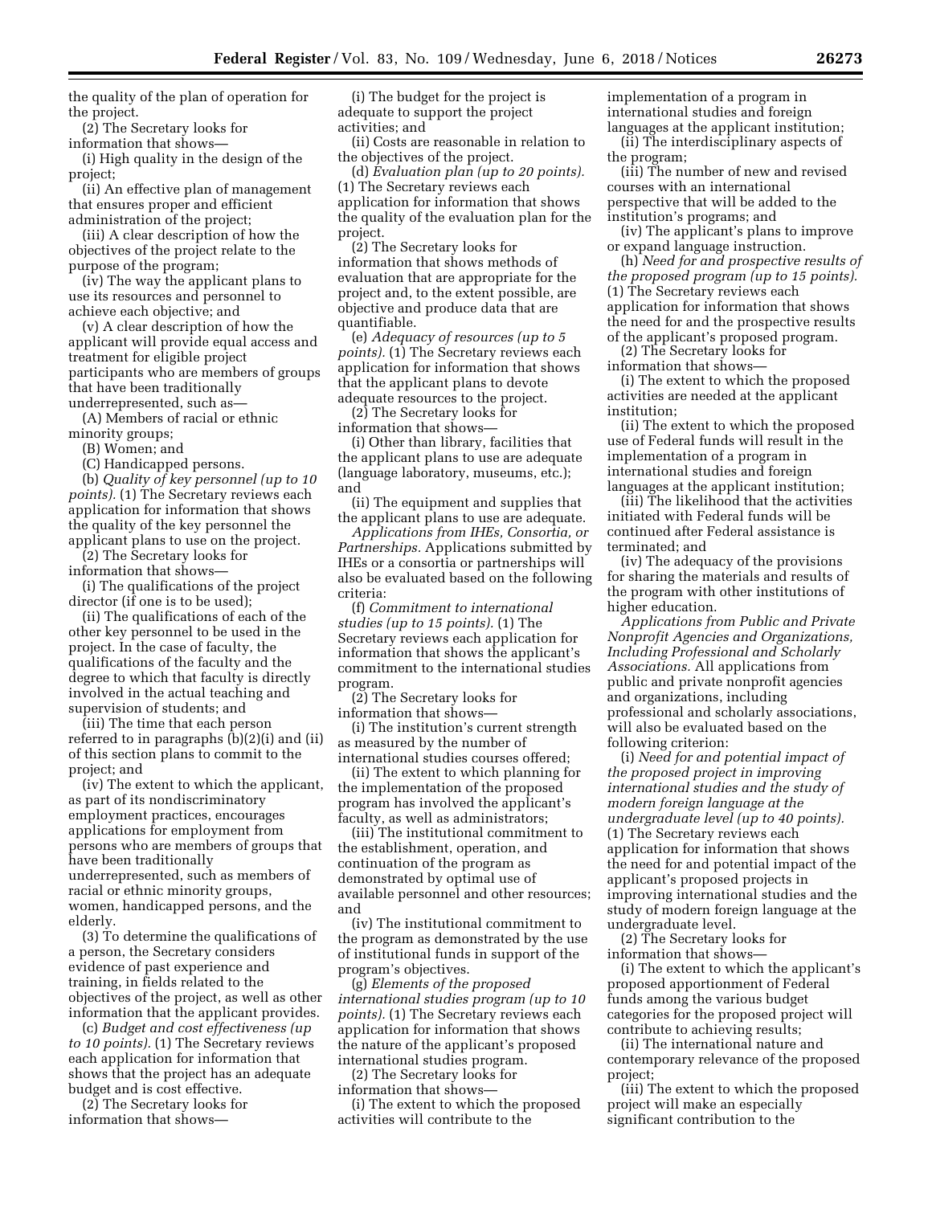the quality of the plan of operation for the project.

(2) The Secretary looks for information that shows—

(i) High quality in the design of the project;

(ii) An effective plan of management that ensures proper and efficient administration of the project;

(iii) A clear description of how the objectives of the project relate to the purpose of the program;

(iv) The way the applicant plans to use its resources and personnel to achieve each objective; and

(v) A clear description of how the applicant will provide equal access and treatment for eligible project participants who are members of groups that have been traditionally underrepresented, such as—

(A) Members of racial or ethnic minority groups;

(B) Women; and

(C) Handicapped persons.

(b) *Quality of key personnel (up to 10 points).* (1) The Secretary reviews each application for information that shows the quality of the key personnel the applicant plans to use on the project.

(2) The Secretary looks for information that shows—

(i) The qualifications of the project director (if one is to be used);

(ii) The qualifications of each of the other key personnel to be used in the project. In the case of faculty, the qualifications of the faculty and the degree to which that faculty is directly involved in the actual teaching and supervision of students; and

(iii) The time that each person referred to in paragraphs (b)(2)(i) and (ii) of this section plans to commit to the project; and

(iv) The extent to which the applicant, as part of its nondiscriminatory employment practices, encourages applications for employment from persons who are members of groups that have been traditionally underrepresented, such as members of racial or ethnic minority groups, women, handicapped persons, and the elderly.

(3) To determine the qualifications of a person, the Secretary considers evidence of past experience and training, in fields related to the objectives of the project, as well as other information that the applicant provides.

(c) *Budget and cost effectiveness (up to 10 points).* (1) The Secretary reviews each application for information that shows that the project has an adequate budget and is cost effective.

(2) The Secretary looks for information that shows—

(i) The budget for the project is adequate to support the project activities; and

(ii) Costs are reasonable in relation to the objectives of the project.

(d) *Evaluation plan (up to 20 points).* (1) The Secretary reviews each application for information that shows the quality of the evaluation plan for the project.

(2) The Secretary looks for information that shows methods of evaluation that are appropriate for the project and, to the extent possible, are objective and produce data that are quantifiable.

(e) *Adequacy of resources (up to 5 points).* (1) The Secretary reviews each application for information that shows that the applicant plans to devote adequate resources to the project.

(2) The Secretary looks for information that shows—

(i) Other than library, facilities that the applicant plans to use are adequate (language laboratory, museums, etc.); and

(ii) The equipment and supplies that the applicant plans to use are adequate.

*Applications from IHEs, Consortia, or Partnerships.* Applications submitted by IHEs or a consortia or partnerships will also be evaluated based on the following criteria:

(f) *Commitment to international studies (up to 15 points).* (1) The Secretary reviews each application for information that shows the applicant's commitment to the international studies program.

(2) The Secretary looks for information that shows—

(i) The institution's current strength as measured by the number of international studies courses offered;

(ii) The extent to which planning for the implementation of the proposed program has involved the applicant's faculty, as well as administrators;

(iii) The institutional commitment to the establishment, operation, and continuation of the program as demonstrated by optimal use of available personnel and other resources; and

(iv) The institutional commitment to the program as demonstrated by the use of institutional funds in support of the program's objectives.

(g) *Elements of the proposed international studies program (up to 10 points).* (1) The Secretary reviews each application for information that shows the nature of the applicant's proposed international studies program.

(2) The Secretary looks for information that shows—

(i) The extent to which the proposed activities will contribute to the implementation of a program in international studies and foreign languages at the applicant institution;

(ii) The interdisciplinary aspects of the program;

(iii) The number of new and revised courses with an international perspective that will be added to the institution's programs; and

(iv) The applicant's plans to improve or expand language instruction.

(h) *Need for and prospective results of the proposed program (up to 15 points).* (1) The Secretary reviews each application for information that shows the need for and the prospective results of the applicant's proposed program.

(2) The Secretary looks for information that shows—

(i) The extent to which the proposed activities are needed at the applicant institution;

(ii) The extent to which the proposed use of Federal funds will result in the implementation of a program in international studies and foreign languages at the applicant institution;

(iii) The likelihood that the activities initiated with Federal funds will be continued after Federal assistance is terminated; and

(iv) The adequacy of the provisions for sharing the materials and results of the program with other institutions of higher education.

*Applications from Public and Private Nonprofit Agencies and Organizations, Including Professional and Scholarly Associations.* All applications from public and private nonprofit agencies and organizations, including professional and scholarly associations, will also be evaluated based on the following criterion:

(i) *Need for and potential impact of the proposed project in improving international studies and the study of modern foreign language at the undergraduate level (up to 40 points).* (1) The Secretary reviews each application for information that shows the need for and potential impact of the applicant's proposed projects in improving international studies and the study of modern foreign language at the undergraduate level.

(2) The Secretary looks for information that shows—

(i) The extent to which the applicant's proposed apportionment of Federal funds among the various budget categories for the proposed project will contribute to achieving results;

(ii) The international nature and contemporary relevance of the proposed project;

(iii) The extent to which the proposed project will make an especially significant contribution to the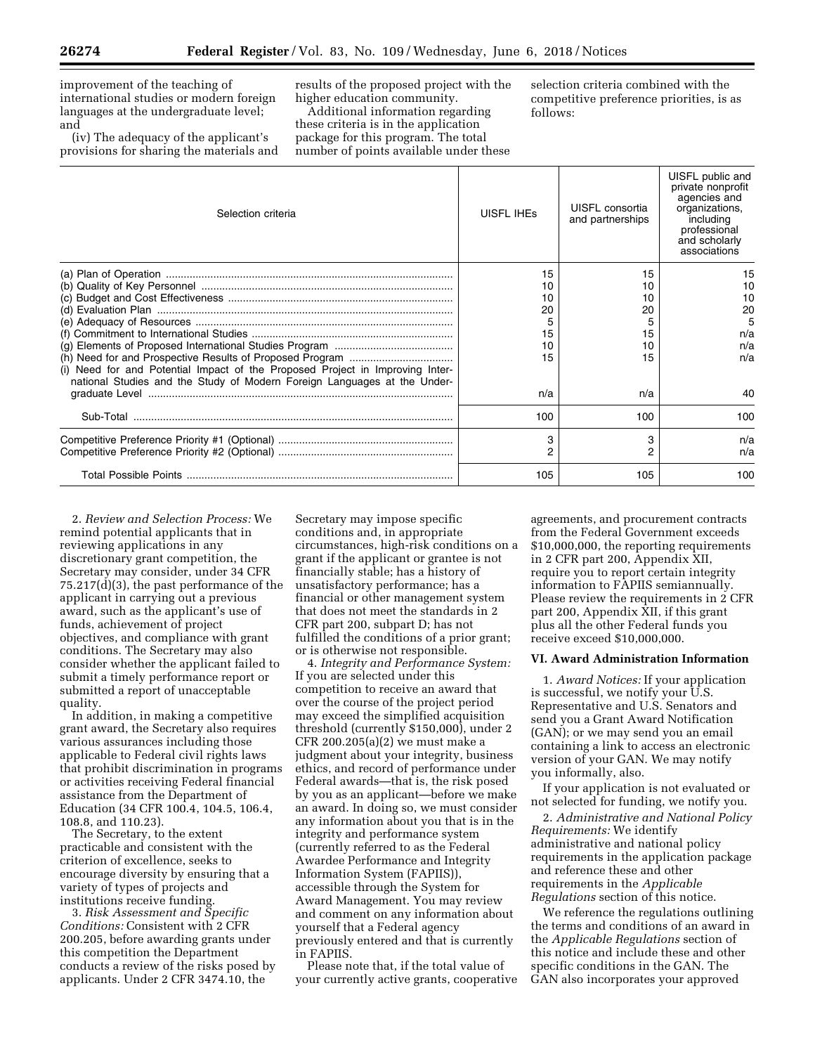improvement of the teaching of international studies or modern foreign languages at the undergraduate level; and

(iv) The adequacy of the applicant's provisions for sharing the materials and results of the proposed project with the higher education community.

Additional information regarding these criteria is in the application package for this program. The total number of points available under these selection criteria combined with the competitive preference priorities, is as follows:

| Selection criteria | UISFL IHEs | UISFL consortia and partnerships | UISFL public and private nonprofit agencies and organizations, including professional and scholarly associations |
|---|---|---|---|
| (a) Plan of Operation | 15 | 15 | 15 |
| (b) Quality of Key Personnel | 10 | 10 | 10 |
| (c) Budget and Cost Effectiveness | 10 | 10 | 10 |
| (d) Evaluation Plan | 20 | 20 | 20 |
| (e) Adequacy of Resources | 5 | 5 | 5 |
| (f) Commitment to International Studies | 15 | 15 | n/a |
| (g) Elements of Proposed International Studies Program | 10 | 10 | n/a |
| (h) Need for and Prospective Results of Proposed Program | 15 | 15 | n/a |
| (i) Need for and Potential Impact of the Proposed Project in Improving International Studies and the Study of Modern Foreign Languages at the Undergraduate Level | n/a | n/a | 40 |
| Sub-Total | 100 | 100 | 100 |
| Competitive Preference Priority #1 (Optional) | 3 | 3 | n/a |
| Competitive Preference Priority #2 (Optional) | 2 | 2 | n/a |
| Total Possible Points | 105 | 105 | 100 |

2. *Review and Selection Process:* We remind potential applicants that in reviewing applications in any discretionary grant competition, the Secretary may consider, under 34 CFR 75.217(d)(3), the past performance of the applicant in carrying out a previous award, such as the applicant's use of funds, achievement of project objectives, and compliance with grant conditions. The Secretary may also consider whether the applicant failed to submit a timely performance report or submitted a report of unacceptable quality.

In addition, in making a competitive grant award, the Secretary also requires various assurances including those applicable to Federal civil rights laws that prohibit discrimination in programs or activities receiving Federal financial assistance from the Department of Education (34 CFR 100.4, 104.5, 106.4, 108.8, and 110.23).

The Secretary, to the extent practicable and consistent with the criterion of excellence, seeks to encourage diversity by ensuring that a variety of types of projects and institutions receive funding.

3. *Risk Assessment and Specific Conditions:* Consistent with 2 CFR 200.205, before awarding grants under this competition the Department conducts a review of the risks posed by applicants. Under 2 CFR 3474.10, the Secretary may impose specific conditions and, in appropriate circumstances, high-risk conditions on a grant if the applicant or grantee is not financially stable; has a history of unsatisfactory performance; has a financial or other management system that does not meet the standards in 2 CFR part 200, subpart D; has not fulfilled the conditions of a prior grant; or is otherwise not responsible.

4. *Integrity and Performance System:* If you are selected under this competition to receive an award that over the course of the project period may exceed the simplified acquisition threshold (currently $150,000), under 2 CFR 200.205(a)(2) we must make a judgment about your integrity, business ethics, and record of performance under Federal awards—that is, the risk posed by you as an applicant—before we make an award. In doing so, we must consider any information about you that is in the integrity and performance system (currently referred to as the Federal Awardee Performance and Integrity Information System (FAPIIS)), accessible through the System for Award Management. You may review and comment on any information about yourself that a Federal agency previously entered and that is currently in FAPIIS.

Please note that, if the total value of your currently active grants, cooperative agreements, and procurement contracts from the Federal Government exceeds $10,000,000, the reporting requirements in 2 CFR part 200, Appendix XII, require you to report certain integrity information to FAPIIS semiannually. Please review the requirements in 2 CFR part 200, Appendix XII, if this grant plus all the other Federal funds you receive exceed $10,000,000.

## VI. Award Administration Information

1. *Award Notices:* If your application is successful, we notify your U.S. Representative and U.S. Senators and send you a Grant Award Notification (GAN); or we may send you an email containing a link to access an electronic version of your GAN. We may notify you informally, also.

If your application is not evaluated or not selected for funding, we notify you.

2. *Administrative and National Policy Requirements:* We identify administrative and national policy requirements in the application package and reference these and other requirements in the *Applicable Regulations* section of this notice.

We reference the regulations outlining the terms and conditions of an award in the *Applicable Regulations* section of this notice and include these and other specific conditions in the GAN. The GAN also incorporates your approved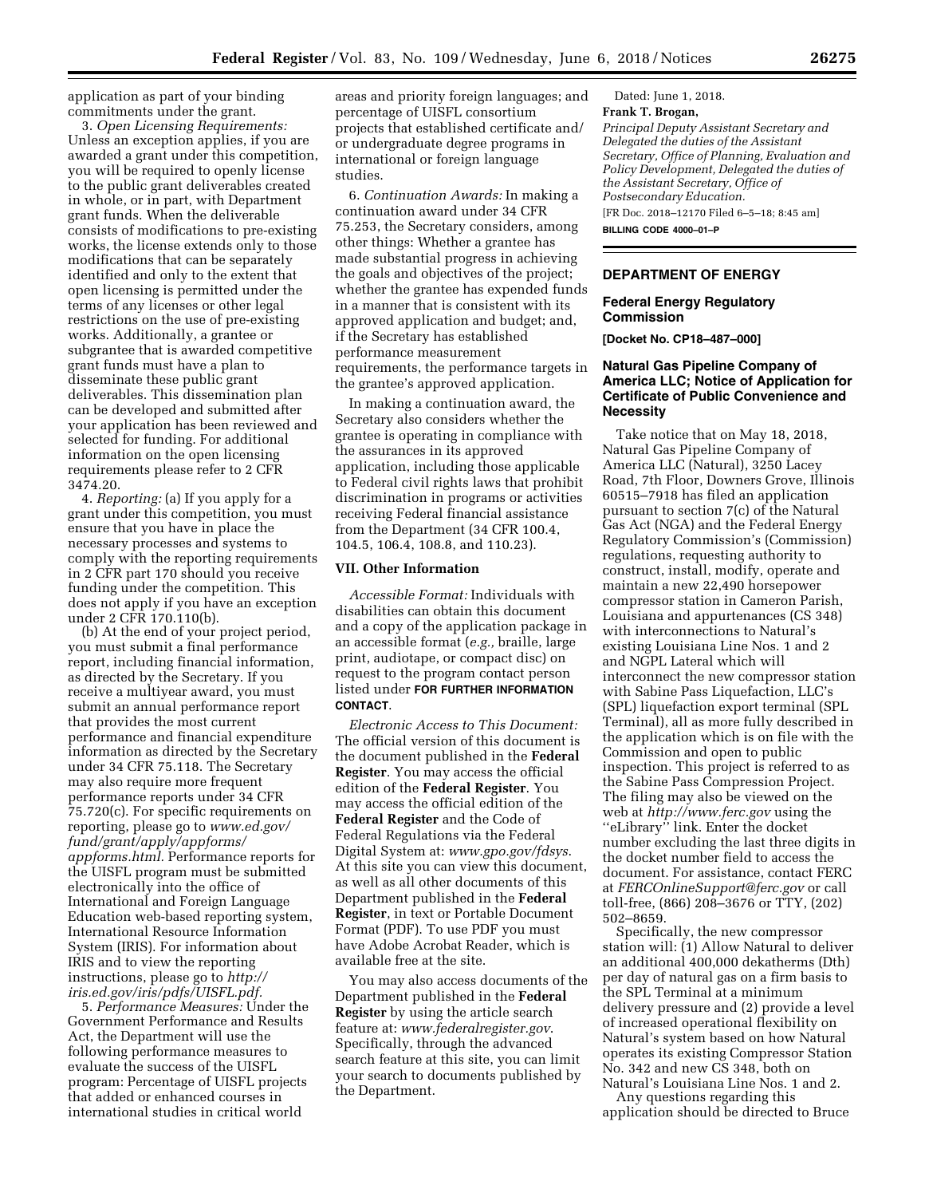application as part of your binding commitments under the grant.

3. *Open Licensing Requirements:* Unless an exception applies, if you are awarded a grant under this competition, you will be required to openly license to the public grant deliverables created in whole, or in part, with Department grant funds. When the deliverable consists of modifications to pre-existing works, the license extends only to those modifications that can be separately identified and only to the extent that open licensing is permitted under the terms of any licenses or other legal restrictions on the use of pre-existing works. Additionally, a grantee or subgrantee that is awarded competitive grant funds must have a plan to disseminate these public grant deliverables. This dissemination plan can be developed and submitted after your application has been reviewed and selected for funding. For additional information on the open licensing requirements please refer to 2 CFR 3474.20.

4. *Reporting:* (a) If you apply for a grant under this competition, you must ensure that you have in place the necessary processes and systems to comply with the reporting requirements in 2 CFR part 170 should you receive funding under the competition. This does not apply if you have an exception under 2 CFR 170.110(b).

(b) At the end of your project period, you must submit a final performance report, including financial information, as directed by the Secretary. If you receive a multiyear award, you must submit an annual performance report that provides the most current performance and financial expenditure information as directed by the Secretary under 34 CFR 75.118. The Secretary may also require more frequent performance reports under 34 CFR 75.720(c). For specific requirements on reporting, please go to *www.ed.gov/fund/grant/apply/appforms/appforms.html.* Performance reports for the UISFL program must be submitted electronically into the office of International and Foreign Language Education web-based reporting system, International Resource Information System (IRIS). For information about IRIS and to view the reporting instructions, please go to *http://iris.ed.gov/iris/pdfs/UISFL.pdf.*

5. *Performance Measures:* Under the Government Performance and Results Act, the Department will use the following performance measures to evaluate the success of the UISFL program: Percentage of UISFL projects that added or enhanced courses in international studies in critical world areas and priority foreign languages; and percentage of UISFL consortium projects that established certificate and/or undergraduate degree programs in international or foreign language studies.

6. *Continuation Awards:* In making a continuation award under 34 CFR 75.253, the Secretary considers, among other things: Whether a grantee has made substantial progress in achieving the goals and objectives of the project; whether the grantee has expended funds in a manner that is consistent with its approved application and budget; and, if the Secretary has established performance measurement requirements, the performance targets in the grantee's approved application.

In making a continuation award, the Secretary also considers whether the grantee is operating in compliance with the assurances in its approved application, including those applicable to Federal civil rights laws that prohibit discrimination in programs or activities receiving Federal financial assistance from the Department (34 CFR 100.4, 104.5, 106.4, 108.8, and 110.23).

## VII. Other Information

*Accessible Format:* Individuals with disabilities can obtain this document and a copy of the application package in an accessible format (*e.g.,* braille, large print, audiotape, or compact disc) on request to the program contact person listed under **FOR FURTHER INFORMATION CONTACT**.

*Electronic Access to This Document:* The official version of this document is the document published in the **Federal Register**. You may access the official edition of the **Federal Register**. You may access the official edition of the **Federal Register** and the Code of Federal Regulations via the Federal Digital System at: *www.gpo.gov/fdsys*. At this site you can view this document, as well as all other documents of this Department published in the **Federal Register**, in text or Portable Document Format (PDF). To use PDF you must have Adobe Acrobat Reader, which is available free at the site.

You may also access documents of the Department published in the **Federal Register** by using the article search feature at: *www.federalregister.gov*. Specifically, through the advanced search feature at this site, you can limit your search to documents published by the Department.

Dated: June 1, 2018.

**Frank T. Brogan,**

*Principal Deputy Assistant Secretary and Delegated the duties of the Assistant Secretary, Office of Planning, Evaluation and Policy Development, Delegated the duties of the Assistant Secretary, Office of Postsecondary Education.*

[FR Doc. 2018–12170 Filed 6–5–18; 8:45 am]

**BILLING CODE 4000–01–P**

---

## DEPARTMENT OF ENERGY

### Federal Energy Regulatory Commission

**[Docket No. CP18–487–000]**

### Natural Gas Pipeline Company of America LLC; Notice of Application for Certificate of Public Convenience and Necessity

Take notice that on May 18, 2018, Natural Gas Pipeline Company of America LLC (Natural), 3250 Lacey Road, 7th Floor, Downers Grove, Illinois 60515–7918 has filed an application pursuant to section 7(c) of the Natural Gas Act (NGA) and the Federal Energy Regulatory Commission's (Commission) regulations, requesting authority to construct, install, modify, operate and maintain a new 22,490 horsepower compressor station in Cameron Parish, Louisiana and appurtenances (CS 348) with interconnections to Natural's existing Louisiana Line Nos. 1 and 2 and NGPL Lateral which will interconnect the new compressor station with Sabine Pass Liquefaction, LLC's (SPL) liquefaction export terminal (SPL Terminal), all as more fully described in the application which is on file with the Commission and open to public inspection. This project is referred to as the Sabine Pass Compression Project. The filing may also be viewed on the web at *http://www.ferc.gov* using the "eLibrary" link. Enter the docket number excluding the last three digits in the docket number field to access the document. For assistance, contact FERC at *FERCOnlineSupport@ferc.gov* or call toll-free, (866) 208–3676 or TTY, (202) 502–8659.

Specifically, the new compressor station will: (1) Allow Natural to deliver an additional 400,000 dekatherms (Dth) per day of natural gas on a firm basis to the SPL Terminal at a minimum delivery pressure and (2) provide a level of increased operational flexibility on Natural's system based on how Natural operates its existing Compressor Station No. 342 and new CS 348, both on Natural's Louisiana Line Nos. 1 and 2.

Any questions regarding this application should be directed to Bruce